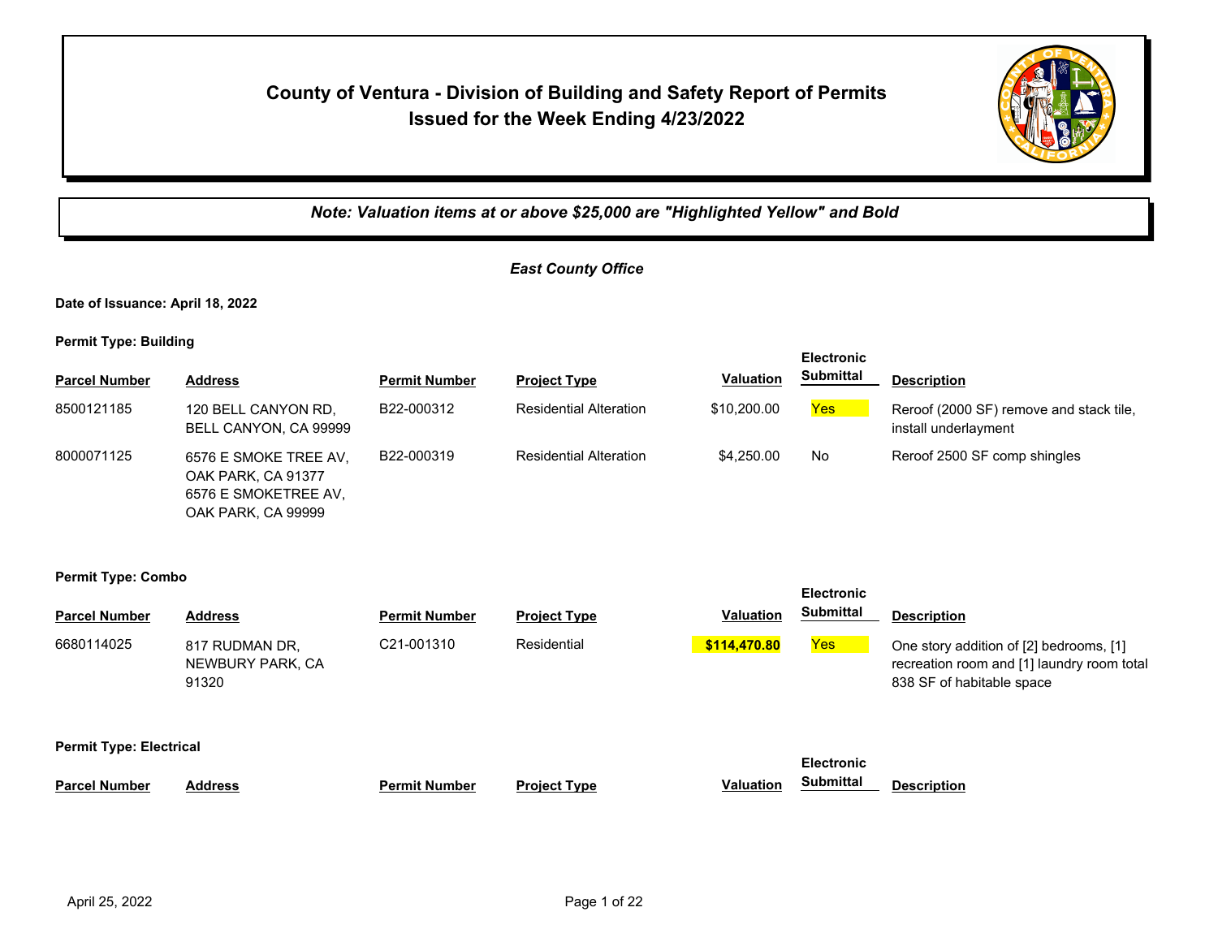# County of Ventura - Division of Building and Safety Report of Permits Issued for the Week Ending 4/23/2022

*Note: Valuation items at or above $25,000 are "Highlighted Yellow" and Bold*

## *East County Office*

**Date of Issuance: April 18, 2022**

**Permit Type: Building**

| Parcel Number | Address | Permit Number | Project Type | Valuation | Electronic Submittal | Description |
|---|---|---|---|---|---|---|
| 8500121185 | 120 BELL CANYON RD, BELL CANYON, CA 99999 | B22-000312 | Residential Alteration | $10,200.00 | Yes | Reroof (2000 SF) remove and stack tile, install underlayment |
| 8000071125 | 6576 E SMOKE TREE AV, OAK PARK, CA 91377 6576 E SMOKETREE AV, OAK PARK, CA 99999 | B22-000319 | Residential Alteration | $4,250.00 | No | Reroof 2500 SF comp shingles |

**Permit Type: Combo**

| Parcel Number | Address | Permit Number | Project Type | Valuation | Electronic Submittal | Description |
|---|---|---|---|---|---|---|
| 6680114025 | 817 RUDMAN DR, NEWBURY PARK, CA 91320 | C21-001310 | Residential | **$114,470.80** | Yes | One story addition of [2] bedrooms, [1] recreation room and [1] laundry room total 838 SF of habitable space |

**Permit Type: Electrical**

| Parcel Number | Address | Permit Number | Project Type | Valuation | Electronic Submittal | Description |
|---|---|---|---|---|---|---|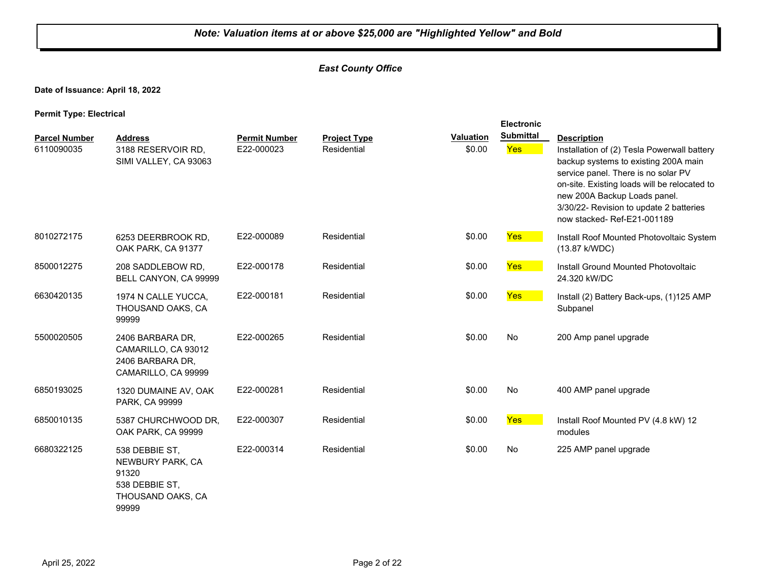**Note: Valuation items at or above $25,000 are "Highlighted Yellow" and Bold**

***East County Office***

**Date of Issuance: April 18, 2022**

**Permit Type: Electrical**

| Parcel Number | Address | Permit Number | Project Type | Valuation | Electronic Submittal | Description |
|---|---|---|---|---|---|---|
| 6110090035 | 3188 RESERVOIR RD, SIMI VALLEY, CA 93063 | E22-000023 | Residential | $0.00 | Yes | Installation of (2) Tesla Powerwall battery backup systems to existing 200A main service panel. There is no solar PV on-site. Existing loads will be relocated to new 200A Backup Loads panel. 3/30/22- Revision to update 2 batteries now stacked- Ref-E21-001189 |
| 8010272175 | 6253 DEERBROOK RD, OAK PARK, CA 91377 | E22-000089 | Residential | $0.00 | Yes | Install Roof Mounted Photovoltaic System (13.87 k/WDC) |
| 8500012275 | 208 SADDLEBOW RD, BELL CANYON, CA 99999 | E22-000178 | Residential | $0.00 | Yes | Install Ground Mounted Photovoltaic 24.320 kW/DC |
| 6630420135 | 1974 N CALLE YUCCA, THOUSAND OAKS, CA 99999 | E22-000181 | Residential | $0.00 | Yes | Install (2) Battery Back-ups, (1)125 AMP Subpanel |
| 5500020505 | 2406 BARBARA DR, CAMARILLO, CA 93012 2406 BARBARA DR, CAMARILLO, CA 99999 | E22-000265 | Residential | $0.00 | No | 200 Amp panel upgrade |
| 6850193025 | 1320 DUMAINE AV, OAK PARK, CA 99999 | E22-000281 | Residential | $0.00 | No | 400 AMP panel upgrade |
| 6850010135 | 5387 CHURCHWOOD DR, OAK PARK, CA 99999 | E22-000307 | Residential | $0.00 | Yes | Install Roof Mounted PV (4.8 kW) 12 modules |
| 6680322125 | 538 DEBBIE ST, NEWBURY PARK, CA 91320 538 DEBBIE ST, THOUSAND OAKS, CA 99999 | E22-000314 | Residential | $0.00 | No | 225 AMP panel upgrade |

April 25, 2022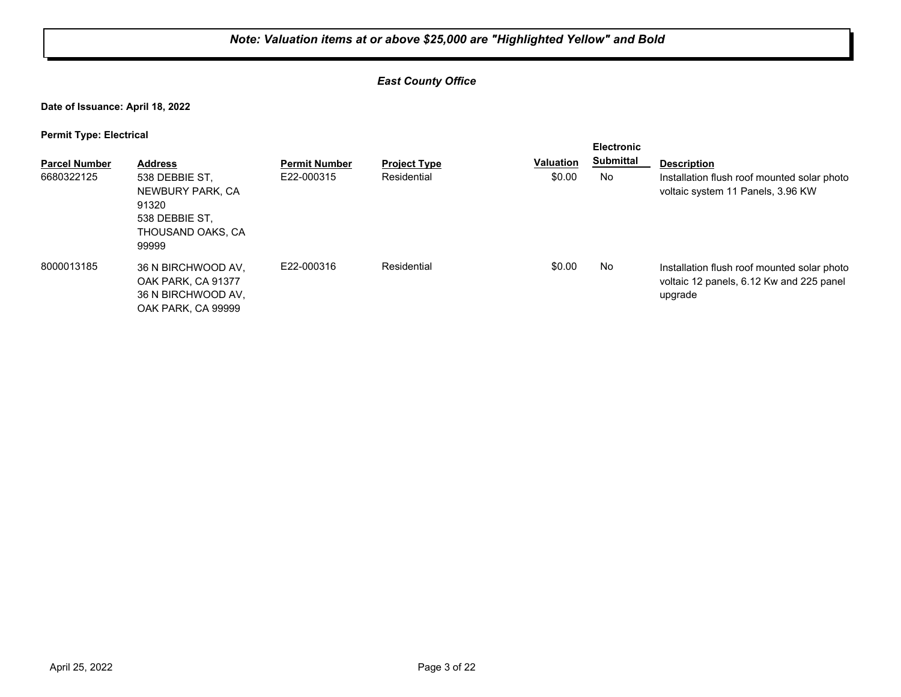***Note: Valuation items at or above $25,000 are "Highlighted Yellow" and Bold***

***East County Office***

**Date of Issuance: April 18, 2022**

**Permit Type: Electrical**

| Parcel Number | Address | Permit Number | Project Type | Valuation | Electronic Submittal | Description |
|---|---|---|---|---|---|---|
| 6680322125 | 538 DEBBIE ST, NEWBURY PARK, CA 91320 538 DEBBIE ST, THOUSAND OAKS, CA 99999 | E22-000315 | Residential | $0.00 | No | Installation flush roof mounted solar photo voltaic system 11 Panels, 3.96 KW |
| 8000013185 | 36 N BIRCHWOOD AV, OAK PARK, CA 91377 36 N BIRCHWOOD AV, OAK PARK, CA 99999 | E22-000316 | Residential | $0.00 | No | Installation flush roof mounted solar photo voltaic 12 panels, 6.12 Kw and 225 panel upgrade |

April 25, 2022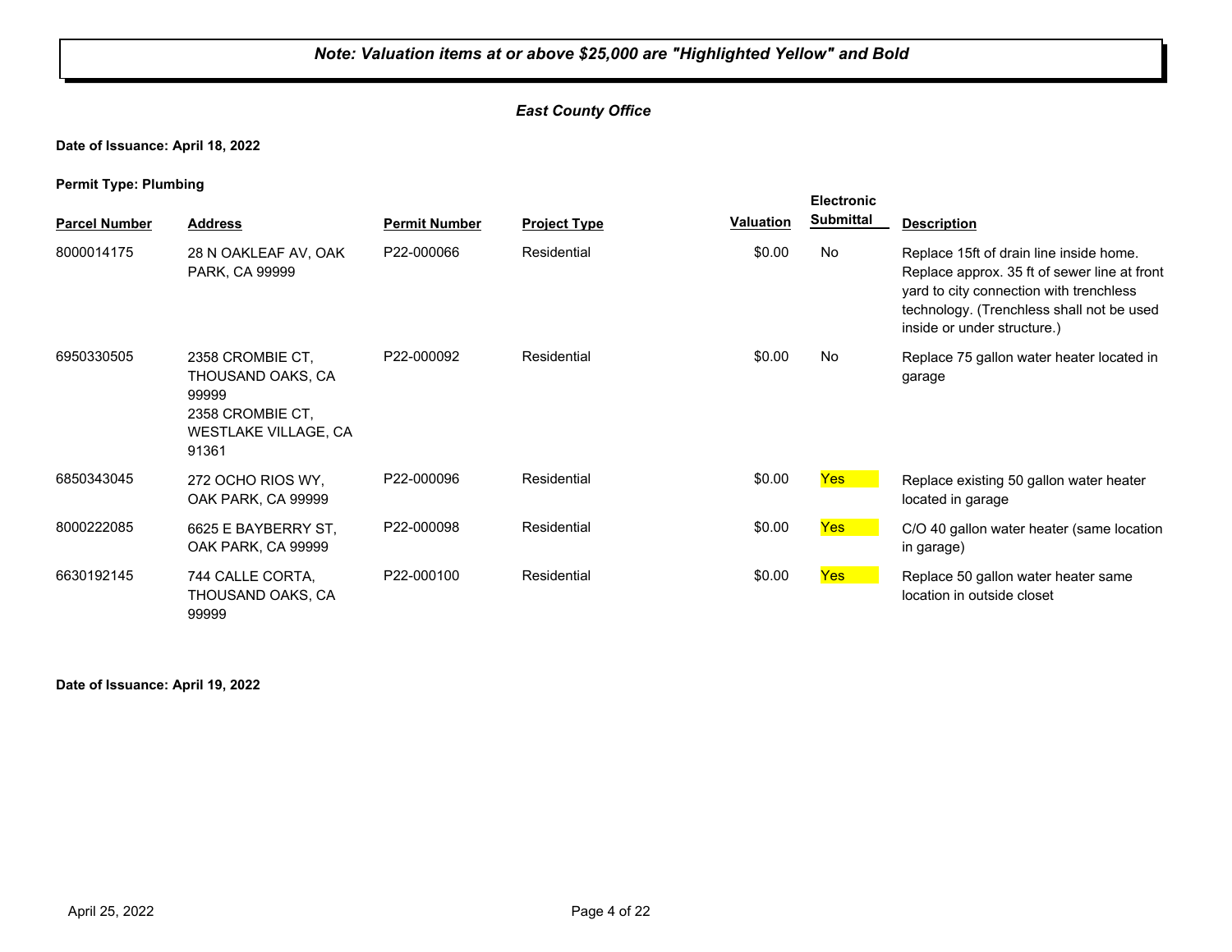***Note: Valuation items at or above $25,000 are "Highlighted Yellow" and Bold***

***East County Office***

**Date of Issuance: April 18, 2022**

**Permit Type: Plumbing**

| Parcel Number | Address | Permit Number | Project Type | Valuation | Electronic Submittal | Description |
|---|---|---|---|---|---|---|
| 8000014175 | 28 N OAKLEAF AV, OAK PARK, CA 99999 | P22-000066 | Residential | $0.00 | No | Replace 15ft of drain line inside home. Replace approx. 35 ft of sewer line at front yard to city connection with trenchless technology. (Trenchless shall not be used inside or under structure.) |
| 6950330505 | 2358 CROMBIE CT, THOUSAND OAKS, CA 99999<br>2358 CROMBIE CT, WESTLAKE VILLAGE, CA 91361 | P22-000092 | Residential | $0.00 | No | Replace 75 gallon water heater located in garage |
| 6850343045 | 272 OCHO RIOS WY, OAK PARK, CA 99999 | P22-000096 | Residential | $0.00 | Yes | Replace existing 50 gallon water heater located in garage |
| 8000222085 | 6625 E BAYBERRY ST, OAK PARK, CA 99999 | P22-000098 | Residential | $0.00 | Yes | C/O 40 gallon water heater (same location in garage) |
| 6630192145 | 744 CALLE CORTA, THOUSAND OAKS, CA 99999 | P22-000100 | Residential | $0.00 | Yes | Replace 50 gallon water heater same location in outside closet |

**Date of Issuance: April 19, 2022**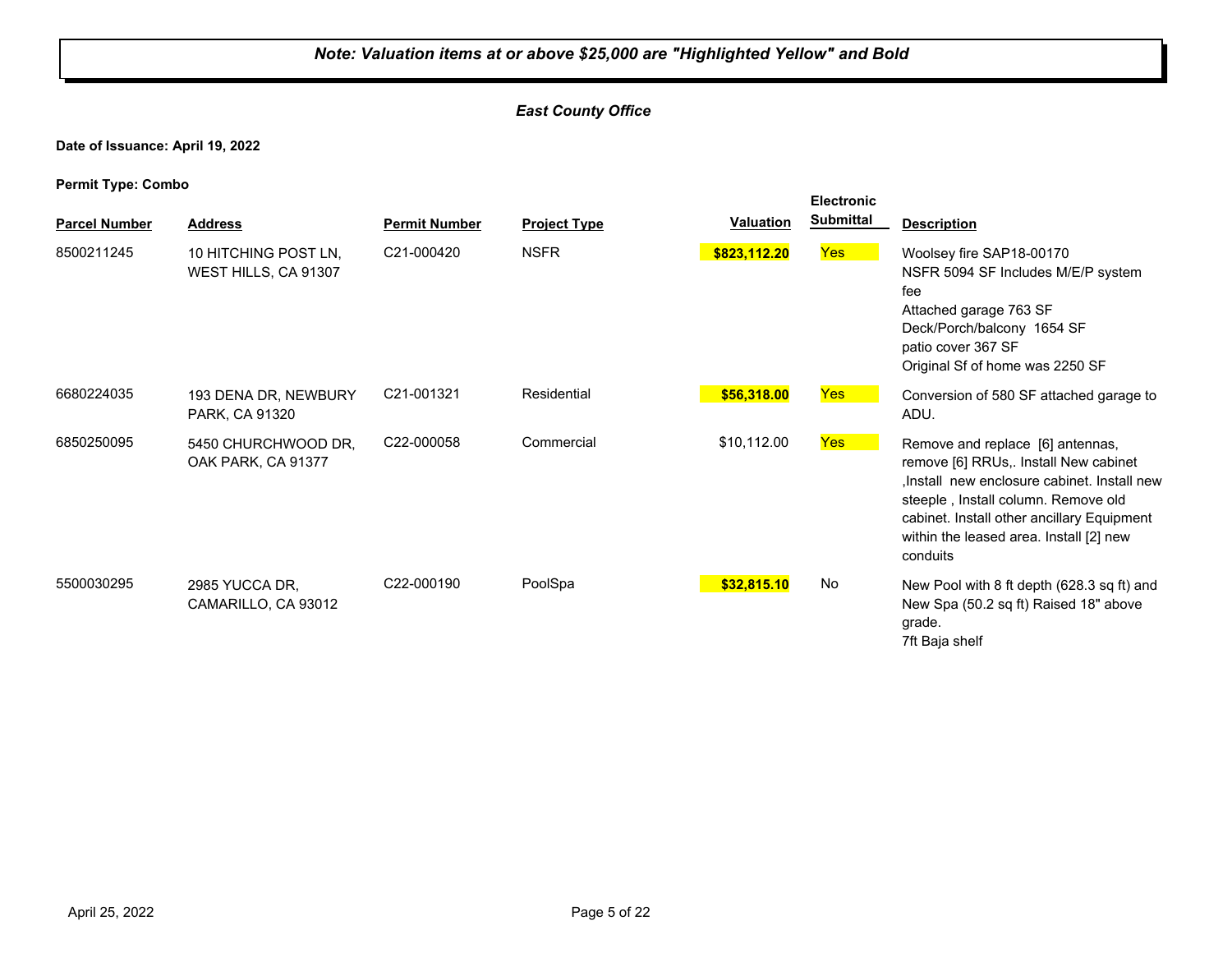***Note: Valuation items at or above $25,000 are "Highlighted Yellow" and Bold***

***East County Office***

**Date of Issuance: April 19, 2022**

**Permit Type: Combo**

| Parcel Number | Address | Permit Number | Project Type | Valuation | Electronic Submittal | Description |
|---|---|---|---|---|---|---|
| 8500211245 | 10 HITCHING POST LN, WEST HILLS, CA 91307 | C21-000420 | NSFR | **$823,112.20** | Yes | Woolsey fire SAP18-00170<br>NSFR 5094 SF Includes M/E/P system fee<br>Attached garage 763 SF<br>Deck/Porch/balcony 1654 SF<br>patio cover 367 SF<br>Original Sf of home was 2250 SF |
| 6680224035 | 193 DENA DR, NEWBURY PARK, CA 91320 | C21-001321 | Residential | **$56,318.00** | Yes | Conversion of 580 SF attached garage to ADU. |
| 6850250095 | 5450 CHURCHWOOD DR, OAK PARK, CA 91377 | C22-000058 | Commercial | $10,112.00 | Yes | Remove and replace [6] antennas, remove [6] RRUs,. Install New cabinet ,Install new enclosure cabinet. Install new steeple , Install column. Remove old cabinet. Install other ancillary Equipment within the leased area. Install [2] new conduits |
| 5500030295 | 2985 YUCCA DR, CAMARILLO, CA 93012 | C22-000190 | PoolSpa | **$32,815.10** | No | New Pool with 8 ft depth (628.3 sq ft) and New Spa (50.2 sq ft) Raised 18" above grade.<br>7ft Baja shelf |

April 25, 2022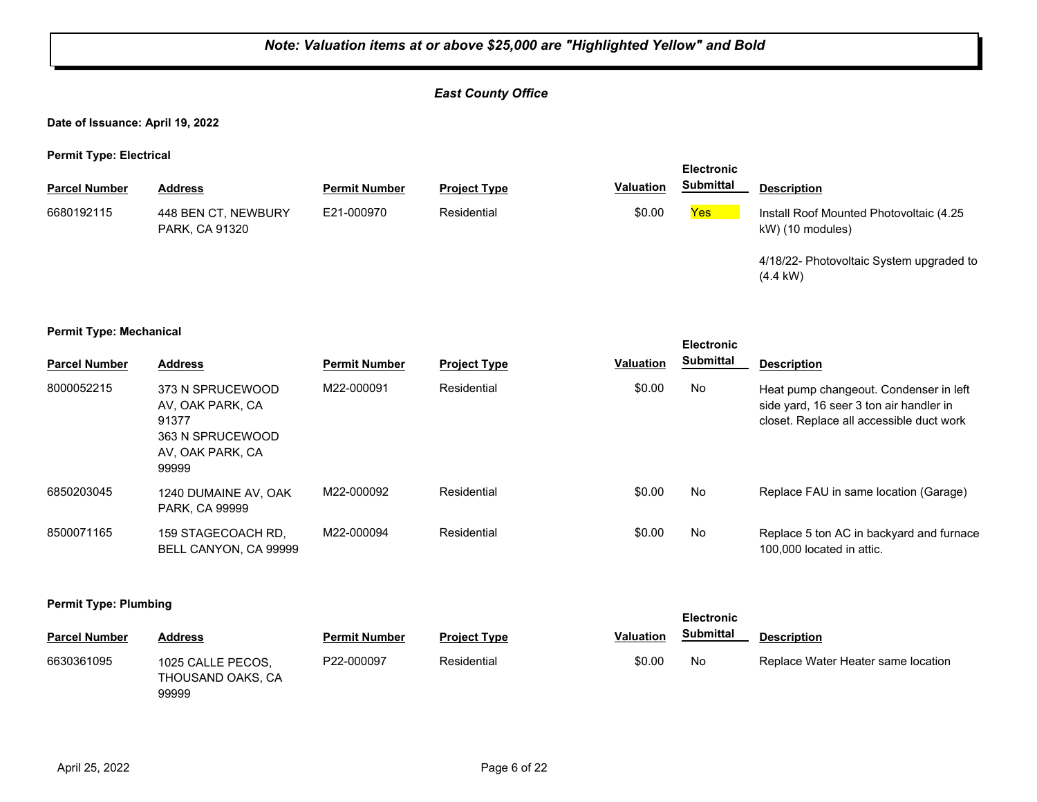***Note: Valuation items at or above $25,000 are "Highlighted Yellow" and Bold***

***East County Office***

**Date of Issuance: April 19, 2022**

**Permit Type: Electrical**

| Parcel Number | Address | Permit Number | Project Type | Valuation | Electronic Submittal | Description |
|---|---|---|---|---|---|---|
| 6680192115 | 448 BEN CT, NEWBURY PARK, CA 91320 | E21-000970 | Residential | $0.00 | Yes | Install Roof Mounted Photovoltaic (4.25 kW) (10 modules)<br><br>4/18/22- Photovoltaic System upgraded to (4.4 kW) |

**Permit Type: Mechanical**

| Parcel Number | Address | Permit Number | Project Type | Valuation | Electronic Submittal | Description |
|---|---|---|---|---|---|---|
| 8000052215 | 373 N SPRUCEWOOD AV, OAK PARK, CA 91377<br>363 N SPRUCEWOOD AV, OAK PARK, CA 99999 | M22-000091 | Residential | $0.00 | No | Heat pump changeout. Condenser in left side yard, 16 seer 3 ton air handler in closet. Replace all accessible duct work |
| 6850203045 | 1240 DUMAINE AV, OAK PARK, CA 99999 | M22-000092 | Residential | $0.00 | No | Replace FAU in same location (Garage) |
| 8500071165 | 159 STAGECOACH RD, BELL CANYON, CA 99999 | M22-000094 | Residential | $0.00 | No | Replace 5 ton AC in backyard and furnace 100,000 located in attic. |

**Permit Type: Plumbing**

| Parcel Number | Address | Permit Number | Project Type | Valuation | Electronic Submittal | Description |
|---|---|---|---|---|---|---|
| 6630361095 | 1025 CALLE PECOS, THOUSAND OAKS, CA 99999 | P22-000097 | Residential | $0.00 | No | Replace Water Heater same location |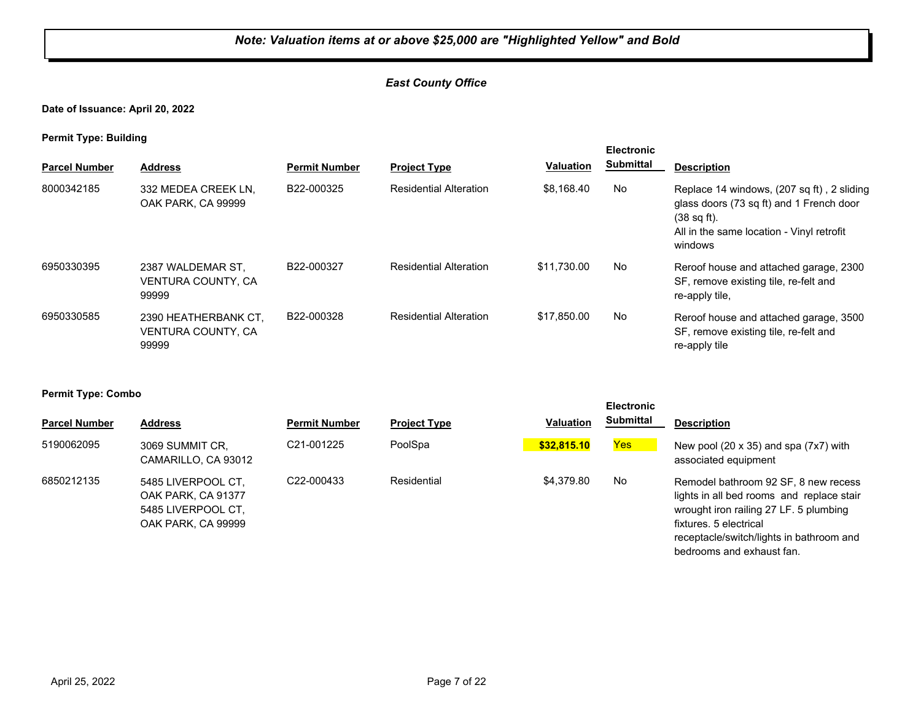***Note: Valuation items at or above $25,000 are "Highlighted Yellow" and Bold***

***East County Office***

**Date of Issuance: April 20, 2022**

**Permit Type: Building**

| Parcel Number | Address | Permit Number | Project Type | Valuation | Electronic Submittal | Description |
|---|---|---|---|---|---|---|
| 8000342185 | 332 MEDEA CREEK LN, OAK PARK, CA 99999 | B22-000325 | Residential Alteration | $8,168.40 | No | Replace 14 windows, (207 sq ft) , 2 sliding glass doors (73 sq ft) and 1 French door (38 sq ft). All in the same location - Vinyl retrofit windows |
| 6950330395 | 2387 WALDEMAR ST, VENTURA COUNTY, CA 99999 | B22-000327 | Residential Alteration | $11,730.00 | No | Reroof house and attached garage, 2300 SF, remove existing tile, re-felt and re-apply tile, |
| 6950330585 | 2390 HEATHERBANK CT, VENTURA COUNTY, CA 99999 | B22-000328 | Residential Alteration | $17,850.00 | No | Reroof house and attached garage, 3500 SF, remove existing tile, re-felt and re-apply tile |

**Permit Type: Combo**

| Parcel Number | Address | Permit Number | Project Type | Valuation | Electronic Submittal | Description |
|---|---|---|---|---|---|---|
| 5190062095 | 3069 SUMMIT CR, CAMARILLO, CA 93012 | C21-001225 | PoolSpa | **$32,815.10** | Yes | New pool (20 x 35) and spa (7x7) with associated equipment |
| 6850212135 | 5485 LIVERPOOL CT, OAK PARK, CA 91377 5485 LIVERPOOL CT, OAK PARK, CA 99999 | C22-000433 | Residential | $4,379.80 | No | Remodel bathroom 92 SF, 8 new recess lights in all bed rooms and replace stair wrought iron railing 27 LF. 5 plumbing fixtures. 5 electrical receptacle/switch/lights in bathroom and bedrooms and exhaust fan. |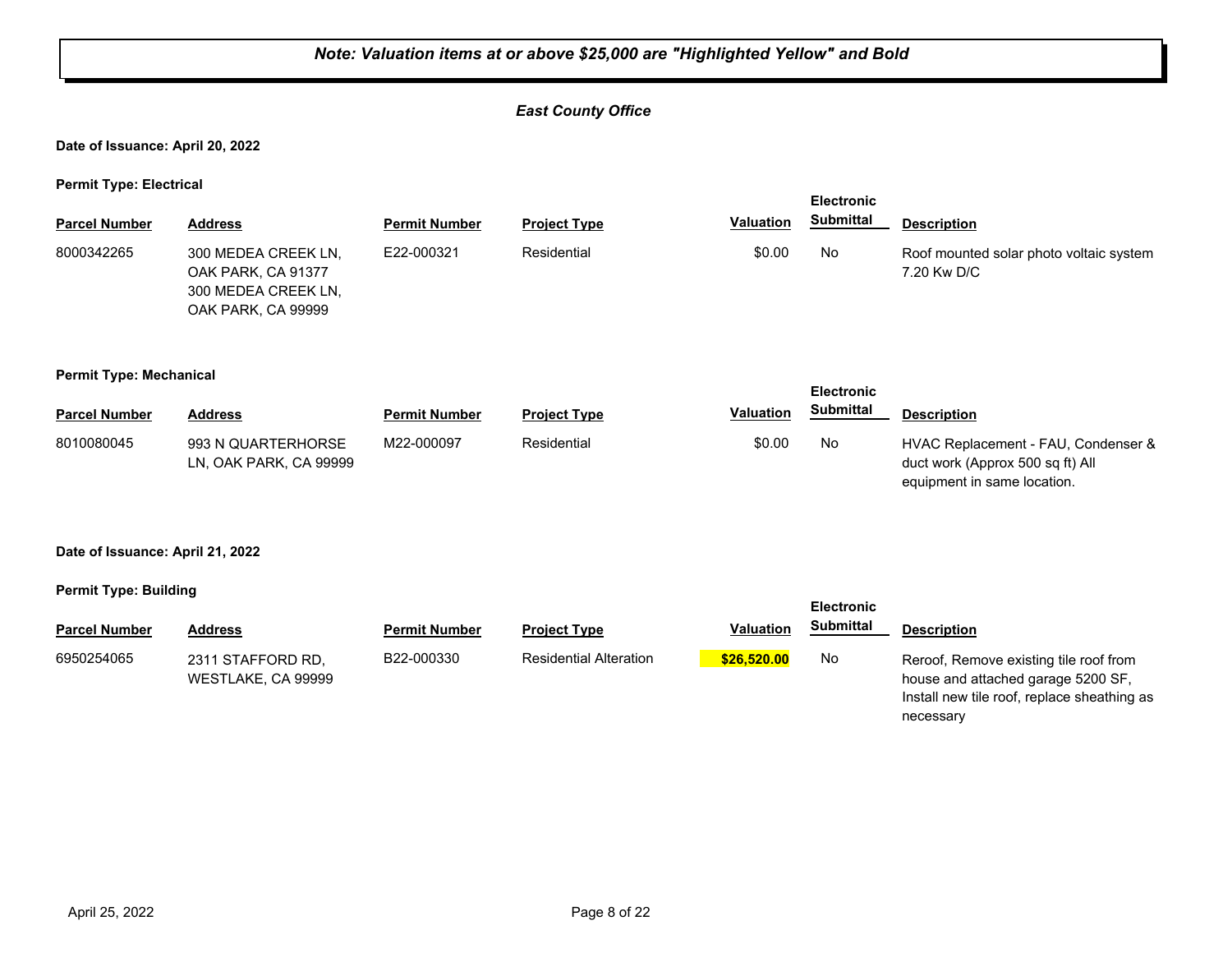***Note: Valuation items at or above $25,000 are "Highlighted Yellow" and Bold***

***East County Office***

**Date of Issuance: April 20, 2022**

**Permit Type: Electrical**

| Parcel Number | Address | Permit Number | Project Type | Valuation | Electronic Submittal | Description |
|---|---|---|---|---|---|---|
| 8000342265 | 300 MEDEA CREEK LN, OAK PARK, CA 91377 300 MEDEA CREEK LN, OAK PARK, CA 99999 | E22-000321 | Residential | $0.00 | No | Roof mounted solar photo voltaic system 7.20 Kw D/C |

**Permit Type: Mechanical**

| Parcel Number | Address | Permit Number | Project Type | Valuation | Electronic Submittal | Description |
|---|---|---|---|---|---|---|
| 8010080045 | 993 N QUARTERHORSE LN, OAK PARK, CA 99999 | M22-000097 | Residential | $0.00 | No | HVAC Replacement - FAU, Condenser & duct work (Approx 500 sq ft) All equipment in same location. |

**Date of Issuance: April 21, 2022**

**Permit Type: Building**

| Parcel Number | Address | Permit Number | Project Type | Valuation | Electronic Submittal | Description |
|---|---|---|---|---|---|---|
| 6950254065 | 2311 STAFFORD RD, WESTLAKE, CA 99999 | B22-000330 | Residential Alteration | **$26,520.00** | No | Reroof, Remove existing tile roof from house and attached garage 5200 SF, Install new tile roof, replace sheathing as necessary |

April 25, 2022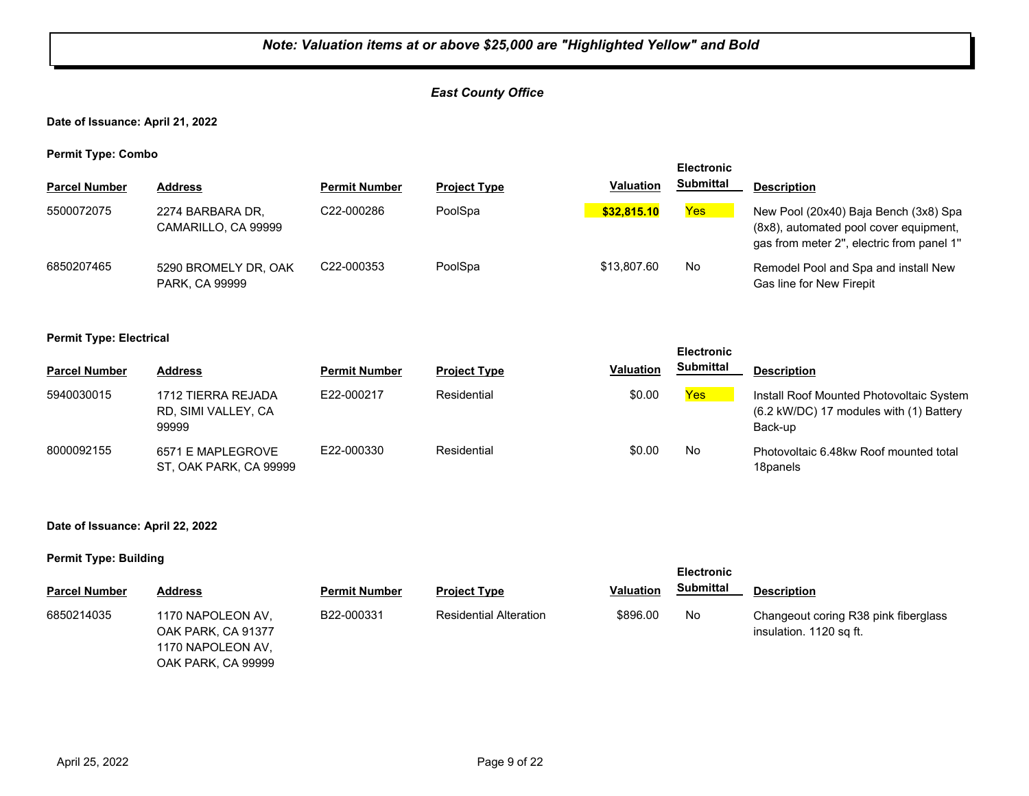***Note: Valuation items at or above $25,000 are "Highlighted Yellow" and Bold***

***East County Office***

**Date of Issuance: April 21, 2022**

**Permit Type: Combo**

| Parcel Number | Address | Permit Number | Project Type | Valuation | Electronic Submittal | Description |
|---|---|---|---|---|---|---|
| 5500072075 | 2274 BARBARA DR, CAMARILLO, CA 99999 | C22-000286 | PoolSpa | **$32,815.10** | Yes | New Pool (20x40) Baja Bench (3x8) Spa (8x8), automated pool cover equipment, gas from meter 2", electric from panel 1" |
| 6850207465 | 5290 BROMELY DR, OAK PARK, CA 99999 | C22-000353 | PoolSpa | $13,807.60 | No | Remodel Pool and Spa and install New Gas line for New Firepit |

**Permit Type: Electrical**

| Parcel Number | Address | Permit Number | Project Type | Valuation | Electronic Submittal | Description |
|---|---|---|---|---|---|---|
| 5940030015 | 1712 TIERRA REJADA RD, SIMI VALLEY, CA 99999 | E22-000217 | Residential | $0.00 | Yes | Install Roof Mounted Photovoltaic System (6.2 kW/DC) 17 modules with (1) Battery Back-up |
| 8000092155 | 6571 E MAPLEGROVE ST, OAK PARK, CA 99999 | E22-000330 | Residential | $0.00 | No | Photovoltaic 6.48kw Roof mounted total 18panels |

**Date of Issuance: April 22, 2022**

**Permit Type: Building**

| Parcel Number | Address | Permit Number | Project Type | Valuation | Electronic Submittal | Description |
|---|---|---|---|---|---|---|
| 6850214035 | 1170 NAPOLEON AV, OAK PARK, CA 91377 1170 NAPOLEON AV, OAK PARK, CA 99999 | B22-000331 | Residential Alteration | $896.00 | No | Changeout coring R38 pink fiberglass insulation. 1120 sq ft. |

April 25, 2022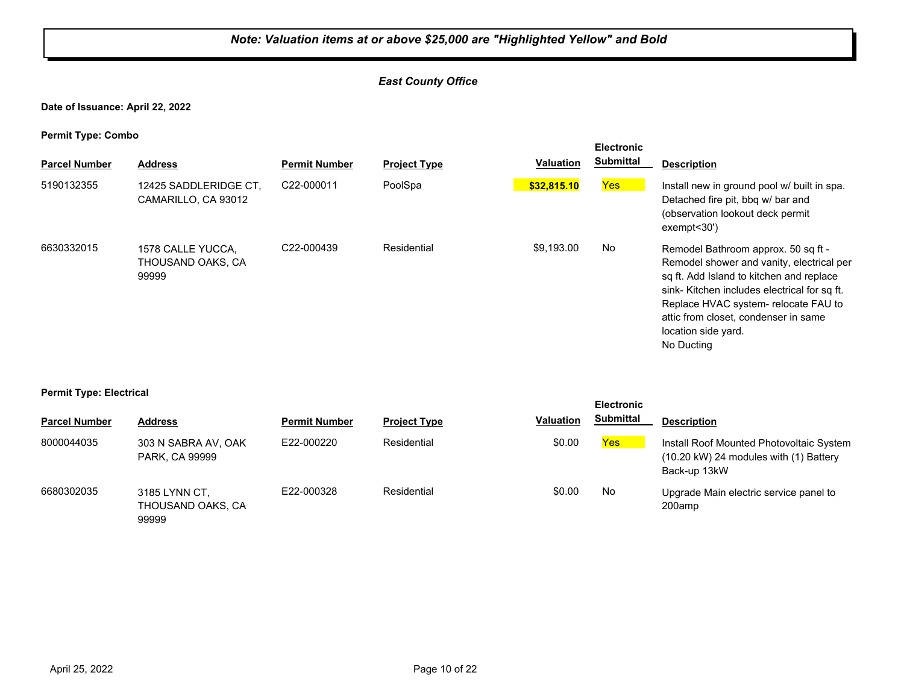***Note: Valuation items at or above $25,000 are "Highlighted Yellow" and Bold***

***East County Office***

**Date of Issuance: April 22, 2022**

**Permit Type: Combo**

| Parcel Number | Address | Permit Number | Project Type | Valuation | Electronic Submittal | Description |
|---|---|---|---|---|---|---|
| 5190132355 | 12425 SADDLERIDGE CT, CAMARILLO, CA 93012 | C22-000011 | PoolSpa | **$32,815.10** | Yes | Install new in ground pool w/ built in spa. Detached fire pit, bbq w/ bar and (observation lookout deck permit exempt<30') |
| 6630332015 | 1578 CALLE YUCCA, THOUSAND OAKS, CA 99999 | C22-000439 | Residential | $9,193.00 | No | Remodel Bathroom approx. 50 sq ft - Remodel shower and vanity, electrical per sq ft. Add Island to kitchen and replace sink- Kitchen includes electrical for sq ft. Replace HVAC system- relocate FAU to attic from closet, condenser in same location side yard. No Ducting |

**Permit Type: Electrical**

| Parcel Number | Address | Permit Number | Project Type | Valuation | Electronic Submittal | Description |
|---|---|---|---|---|---|---|
| 8000044035 | 303 N SABRA AV, OAK PARK, CA 99999 | E22-000220 | Residential | $0.00 | Yes | Install Roof Mounted Photovoltaic System (10.20 kW) 24 modules with (1) Battery Back-up 13kW |
| 6680302035 | 3185 LYNN CT, THOUSAND OAKS, CA 99999 | E22-000328 | Residential | $0.00 | No | Upgrade Main electric service panel to 200amp |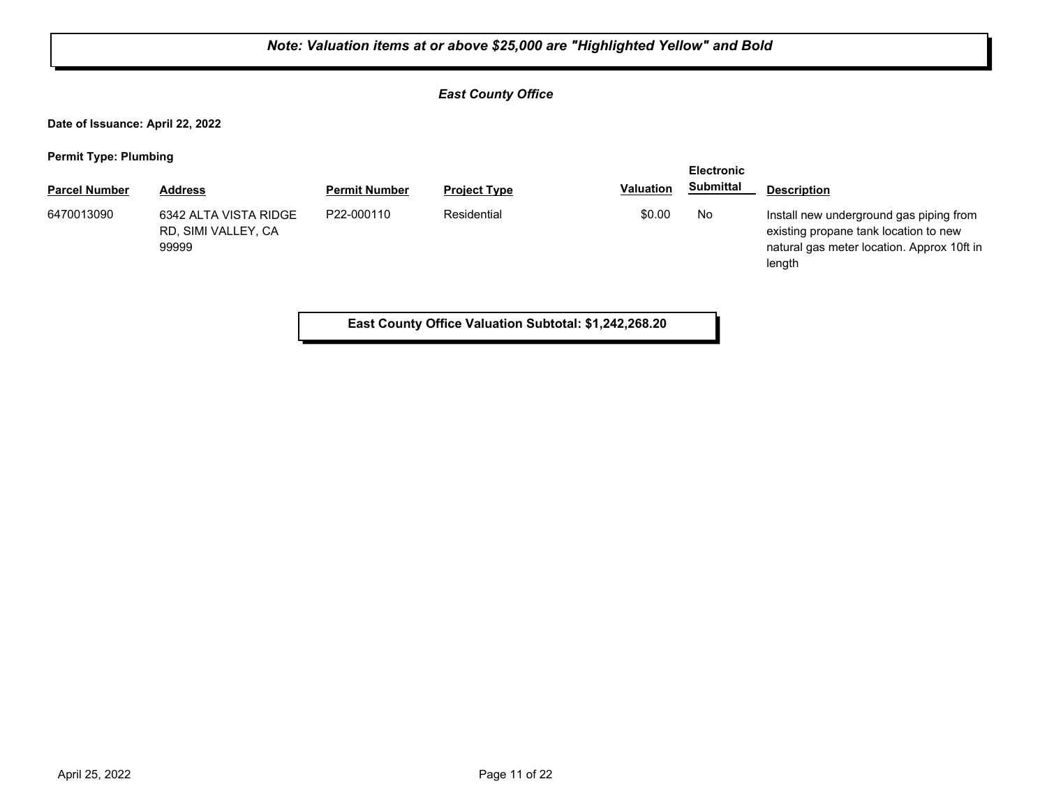***Note: Valuation items at or above $25,000 are "Highlighted Yellow" and Bold***

***East County Office***

**Date of Issuance: April 22, 2022**

**Permit Type: Plumbing**

| Parcel Number | Address | Permit Number | Project Type | Valuation | Electronic Submittal | Description |
|---|---|---|---|---|---|---|
| 6470013090 | 6342 ALTA VISTA RIDGE RD, SIMI VALLEY, CA 99999 | P22-000110 | Residential | $0.00 | No | Install new underground gas piping from existing propane tank location to new natural gas meter location. Approx 10ft in length |

**East County Office Valuation Subtotal: $1,242,268.20**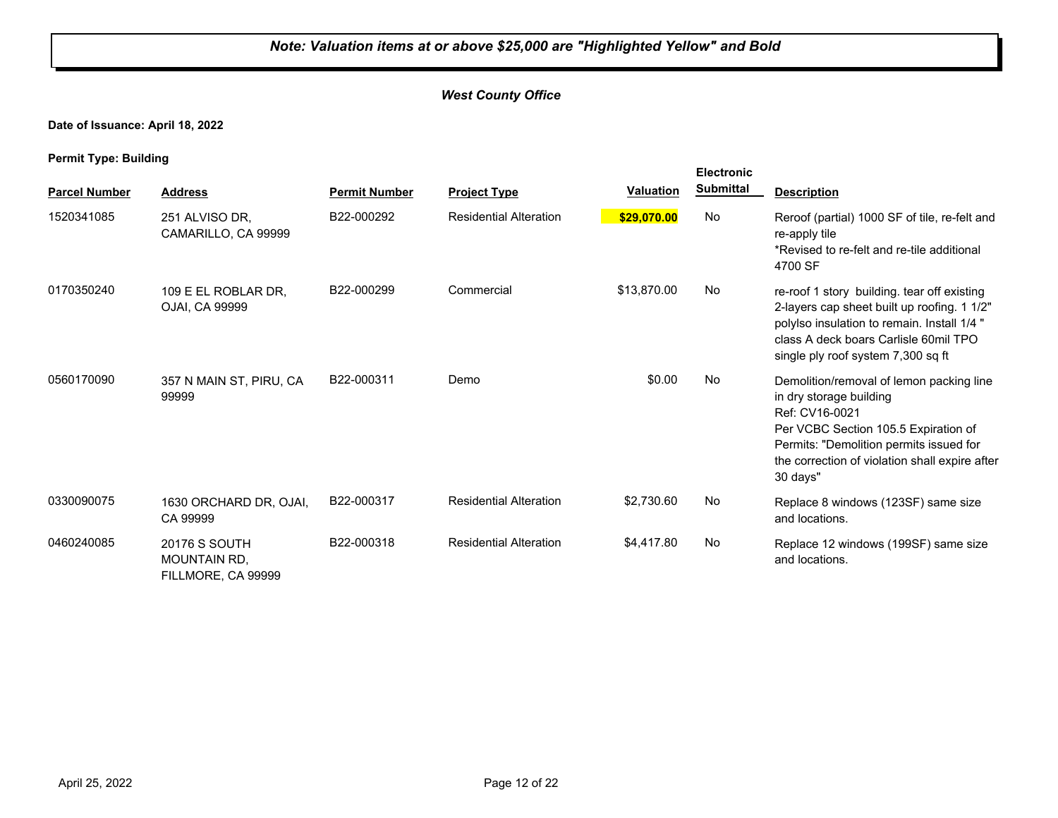***Note: Valuation items at or above $25,000 are "Highlighted Yellow" and Bold***

***West County Office***

**Date of Issuance: April 18, 2022**

**Permit Type: Building**

| Parcel Number | Address | Permit Number | Project Type | Valuation | Electronic Submittal | Description |
|---|---|---|---|---|---|---|
| 1520341085 | 251 ALVISO DR, CAMARILLO, CA 99999 | B22-000292 | Residential Alteration | **$29,070.00** | No | Reroof (partial) 1000 SF of tile, re-felt and re-apply tile *Revised to re-felt and re-tile additional 4700 SF |
| 0170350240 | 109 E EL ROBLAR DR, OJAI, CA 99999 | B22-000299 | Commercial | $13,870.00 | No | re-roof 1 story building. tear off existing 2-layers cap sheet built up roofing. 1 1/2" polylso insulation to remain. Install 1/4 " class A deck boars Carlisle 60mil TPO single ply roof system 7,300 sq ft |
| 0560170090 | 357 N MAIN ST, PIRU, CA 99999 | B22-000311 | Demo | $0.00 | No | Demolition/removal of lemon packing line in dry storage building Ref: CV16-0021 Per VCBC Section 105.5 Expiration of Permits: "Demolition permits issued for the correction of violation shall expire after 30 days" |
| 0330090075 | 1630 ORCHARD DR, OJAI, CA 99999 | B22-000317 | Residential Alteration | $2,730.60 | No | Replace 8 windows (123SF) same size and locations. |
| 0460240085 | 20176 S SOUTH MOUNTAIN RD, FILLMORE, CA 99999 | B22-000318 | Residential Alteration | $4,417.80 | No | Replace 12 windows (199SF) same size and locations. |

April 25, 2022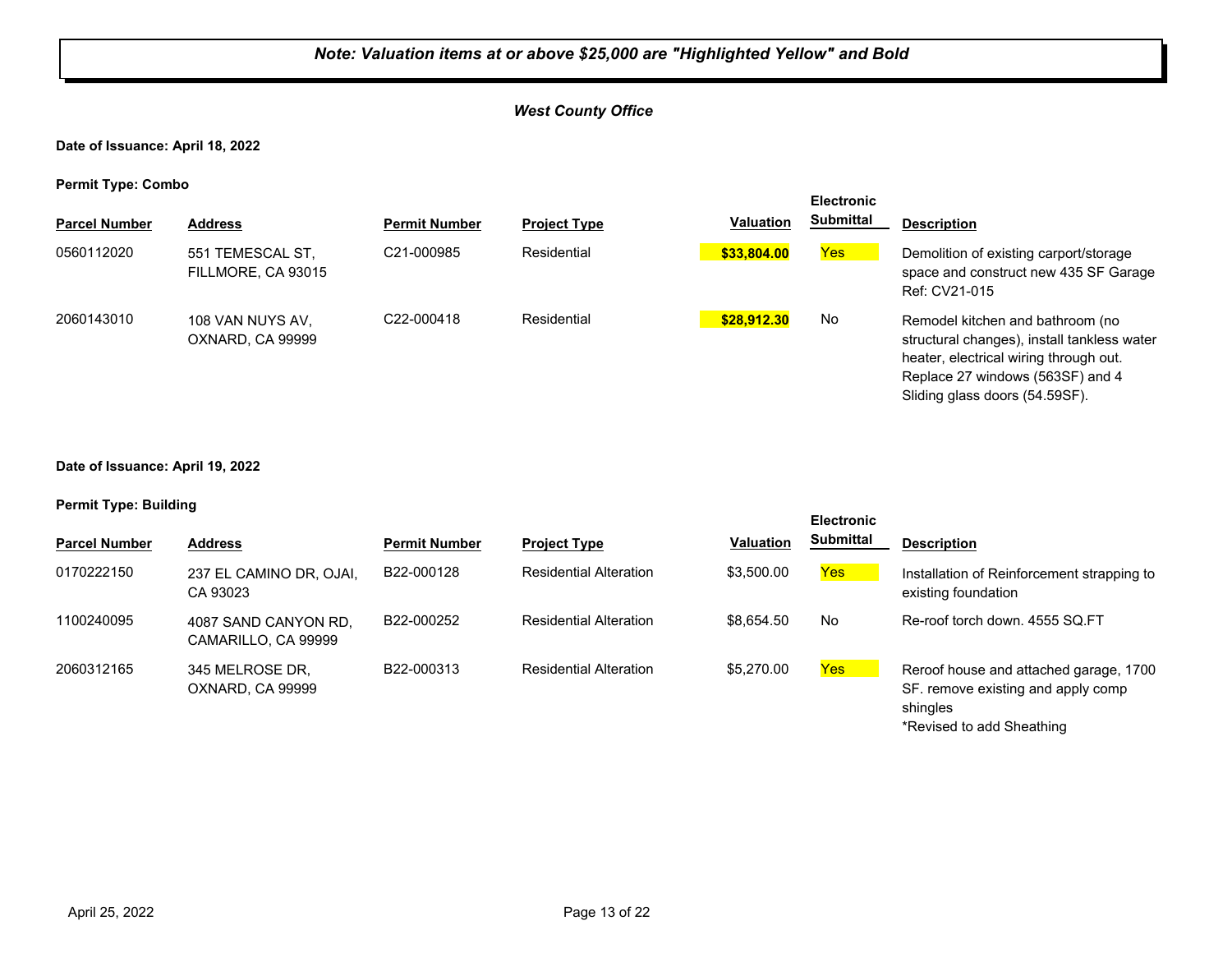***Note: Valuation items at or above $25,000 are "Highlighted Yellow" and Bold***

***West County Office***

**Date of Issuance: April 18, 2022**

**Permit Type: Combo**

| Parcel Number | Address | Permit Number | Project Type | Valuation | Electronic Submittal | Description |
|---|---|---|---|---|---|---|
| 0560112020 | 551 TEMESCAL ST, FILLMORE, CA 93015 | C21-000985 | Residential | **$33,804.00** | Yes | Demolition of existing carport/storage space and construct new 435 SF Garage Ref: CV21-015 |
| 2060143010 | 108 VAN NUYS AV, OXNARD, CA 99999 | C22-000418 | Residential | **$28,912.30** | No | Remodel kitchen and bathroom (no structural changes), install tankless water heater, electrical wiring through out. Replace 27 windows (563SF) and 4 Sliding glass doors (54.59SF). |

**Date of Issuance: April 19, 2022**

**Permit Type: Building**

| Parcel Number | Address | Permit Number | Project Type | Valuation | Electronic Submittal | Description |
|---|---|---|---|---|---|---|
| 0170222150 | 237 EL CAMINO DR, OJAI, CA 93023 | B22-000128 | Residential Alteration | $3,500.00 | Yes | Installation of Reinforcement strapping to existing foundation |
| 1100240095 | 4087 SAND CANYON RD, CAMARILLO, CA 99999 | B22-000252 | Residential Alteration | $8,654.50 | No | Re-roof torch down. 4555 SQ.FT |
| 2060312165 | 345 MELROSE DR, OXNARD, CA 99999 | B22-000313 | Residential Alteration | $5,270.00 | Yes | Reroof house and attached garage, 1700 SF. remove existing and apply comp shingles *Revised to add Sheathing |

April 25, 2022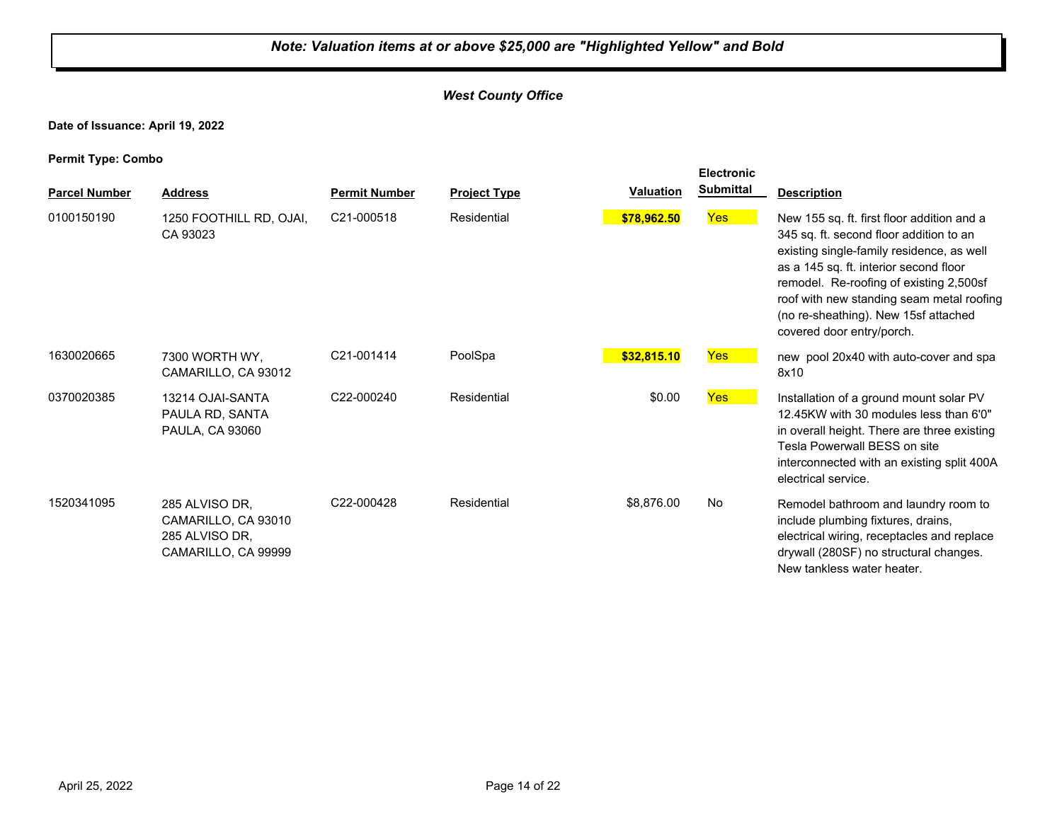***Note: Valuation items at or above $25,000 are "Highlighted Yellow" and Bold***

***West County Office***

**Date of Issuance: April 19, 2022**

**Permit Type: Combo**

| Parcel Number | Address | Permit Number | Project Type | Valuation | Electronic Submittal | Description |
|---|---|---|---|---|---|---|
| 0100150190 | 1250 FOOTHILL RD, OJAI, CA 93023 | C21-000518 | Residential | **$78,962.50** | Yes | New 155 sq. ft. first floor addition and a 345 sq. ft. second floor addition to an existing single-family residence, as well as a 145 sq. ft. interior second floor remodel. Re-roofing of existing 2,500sf roof with new standing seam metal roofing (no re-sheathing). New 15sf attached covered door entry/porch. |
| 1630020665 | 7300 WORTH WY, CAMARILLO, CA 93012 | C21-001414 | PoolSpa | **$32,815.10** | Yes | new pool 20x40 with auto-cover and spa 8x10 |
| 0370020385 | 13214 OJAI-SANTA PAULA RD, SANTA PAULA, CA 93060 | C22-000240 | Residential | $0.00 | Yes | Installation of a ground mount solar PV 12.45KW with 30 modules less than 6'0" in overall height. There are three existing Tesla Powerwall BESS on site interconnected with an existing split 400A electrical service. |
| 1520341095 | 285 ALVISO DR, CAMARILLO, CA 93010 285 ALVISO DR, CAMARILLO, CA 99999 | C22-000428 | Residential | $8,876.00 | No | Remodel bathroom and laundry room to include plumbing fixtures, drains, electrical wiring, receptacles and replace drywall (280SF) no structural changes. New tankless water heater. |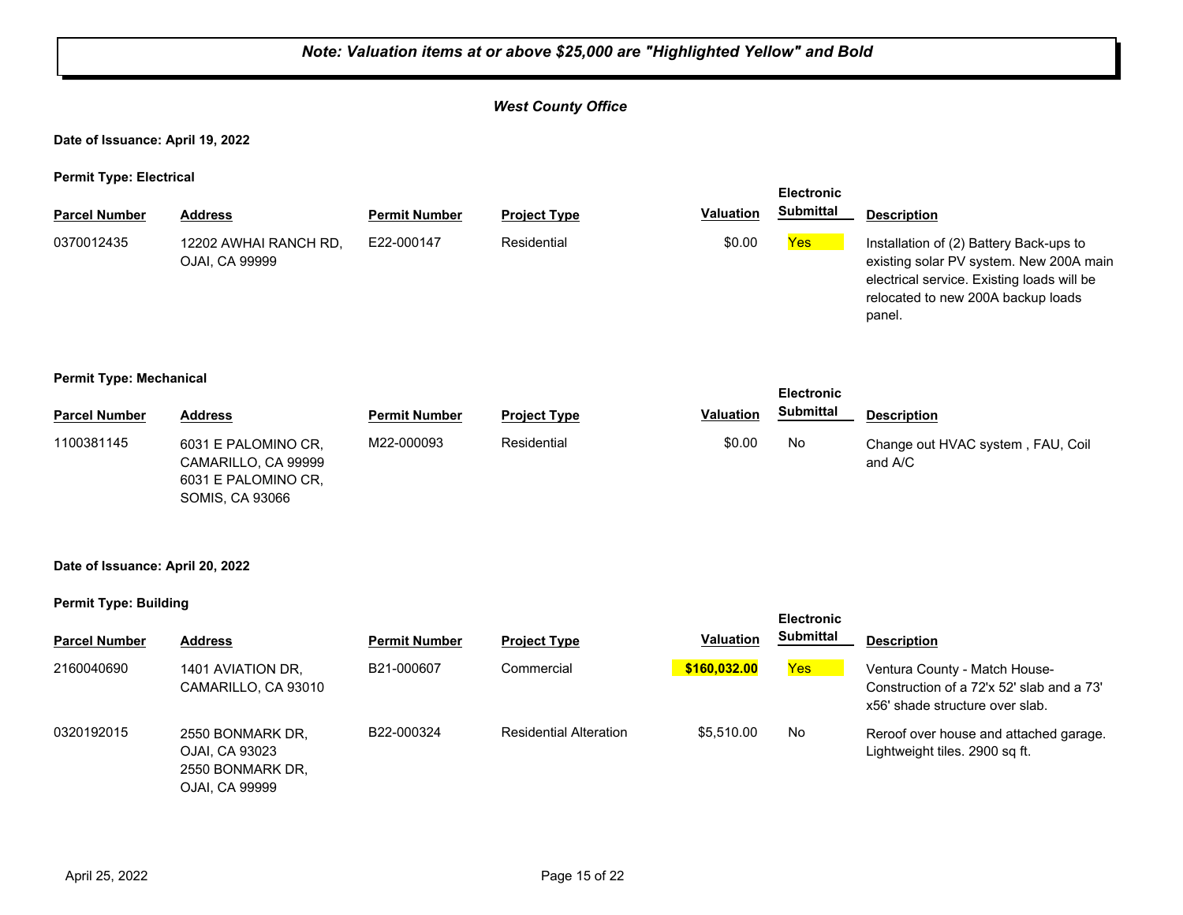**Note: Valuation items at or above $25,000 are "Highlighted Yellow" and Bold**

***West County Office***

**Date of Issuance: April 19, 2022**

**Permit Type: Electrical**

| Parcel Number | Address | Permit Number | Project Type | Valuation | Electronic Submittal | Description |
|---|---|---|---|---|---|---|
| 0370012435 | 12202 AWHAI RANCH RD, OJAI, CA 99999 | E22-000147 | Residential | $0.00 | Yes | Installation of (2) Battery Back-ups to existing solar PV system. New 200A main electrical service. Existing loads will be relocated to new 200A backup loads panel. |

**Permit Type: Mechanical**

| Parcel Number | Address | Permit Number | Project Type | Valuation | Electronic Submittal | Description |
|---|---|---|---|---|---|---|
| 1100381145 | 6031 E PALOMINO CR, CAMARILLO, CA 99999 6031 E PALOMINO CR, SOMIS, CA 93066 | M22-000093 | Residential | $0.00 | No | Change out HVAC system , FAU, Coil and A/C |

**Date of Issuance: April 20, 2022**

**Permit Type: Building**

| Parcel Number | Address | Permit Number | Project Type | Valuation | Electronic Submittal | Description |
|---|---|---|---|---|---|---|
| 2160040690 | 1401 AVIATION DR, CAMARILLO, CA 93010 | B21-000607 | Commercial | **$160,032.00** | Yes | Ventura County - Match House- Construction of a 72'x 52' slab and a 73' x56' shade structure over slab. |
| 0320192015 | 2550 BONMARK DR, OJAI, CA 93023 2550 BONMARK DR, OJAI, CA 99999 | B22-000324 | Residential Alteration | $5,510.00 | No | Reroof over house and attached garage. Lightweight tiles. 2900 sq ft. |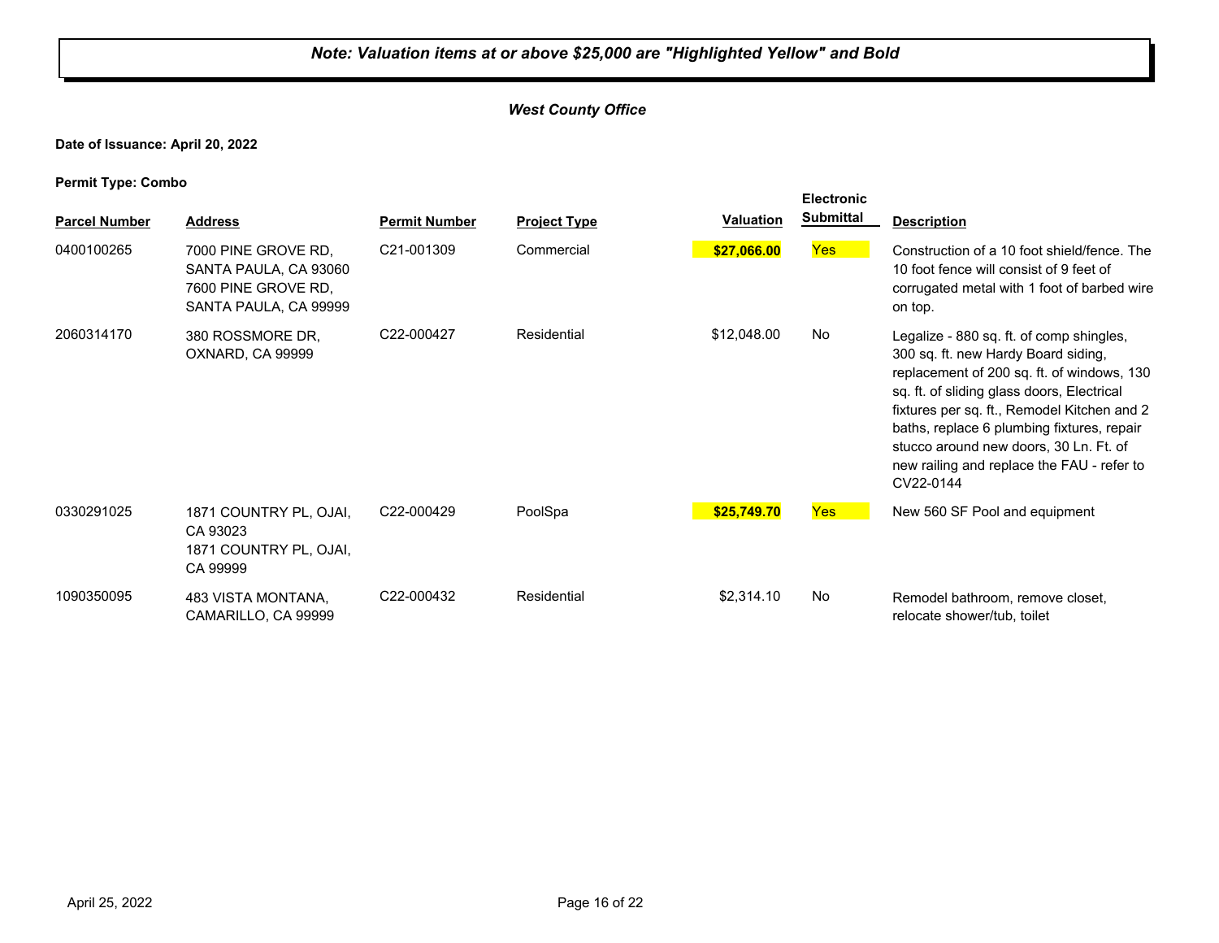***Note: Valuation items at or above $25,000 are "Highlighted Yellow" and Bold***

***West County Office***

**Date of Issuance: April 20, 2022**

**Permit Type: Combo**

| Parcel Number | Address | Permit Number | Project Type | Valuation | Electronic Submittal | Description |
|---|---|---|---|---|---|---|
| 0400100265 | 7000 PINE GROVE RD, SANTA PAULA, CA 93060 7600 PINE GROVE RD, SANTA PAULA, CA 99999 | C21-001309 | Commercial | **$27,066.00** | Yes | Construction of a 10 foot shield/fence. The 10 foot fence will consist of 9 feet of corrugated metal with 1 foot of barbed wire on top. |
| 2060314170 | 380 ROSSMORE DR, OXNARD, CA 99999 | C22-000427 | Residential | $12,048.00 | No | Legalize - 880 sq. ft. of comp shingles, 300 sq. ft. new Hardy Board siding, replacement of 200 sq. ft. of windows, 130 sq. ft. of sliding glass doors, Electrical fixtures per sq. ft., Remodel Kitchen and 2 baths, replace 6 plumbing fixtures, repair stucco around new doors, 30 Ln. Ft. of new railing and replace the FAU - refer to CV22-0144 |
| 0330291025 | 1871 COUNTRY PL, OJAI, CA 93023 1871 COUNTRY PL, OJAI, CA 99999 | C22-000429 | PoolSpa | **$25,749.70** | Yes | New 560 SF Pool and equipment |
| 1090350095 | 483 VISTA MONTANA, CAMARILLO, CA 99999 | C22-000432 | Residential | $2,314.10 | No | Remodel bathroom, remove closet, relocate shower/tub, toilet |

April 25, 2022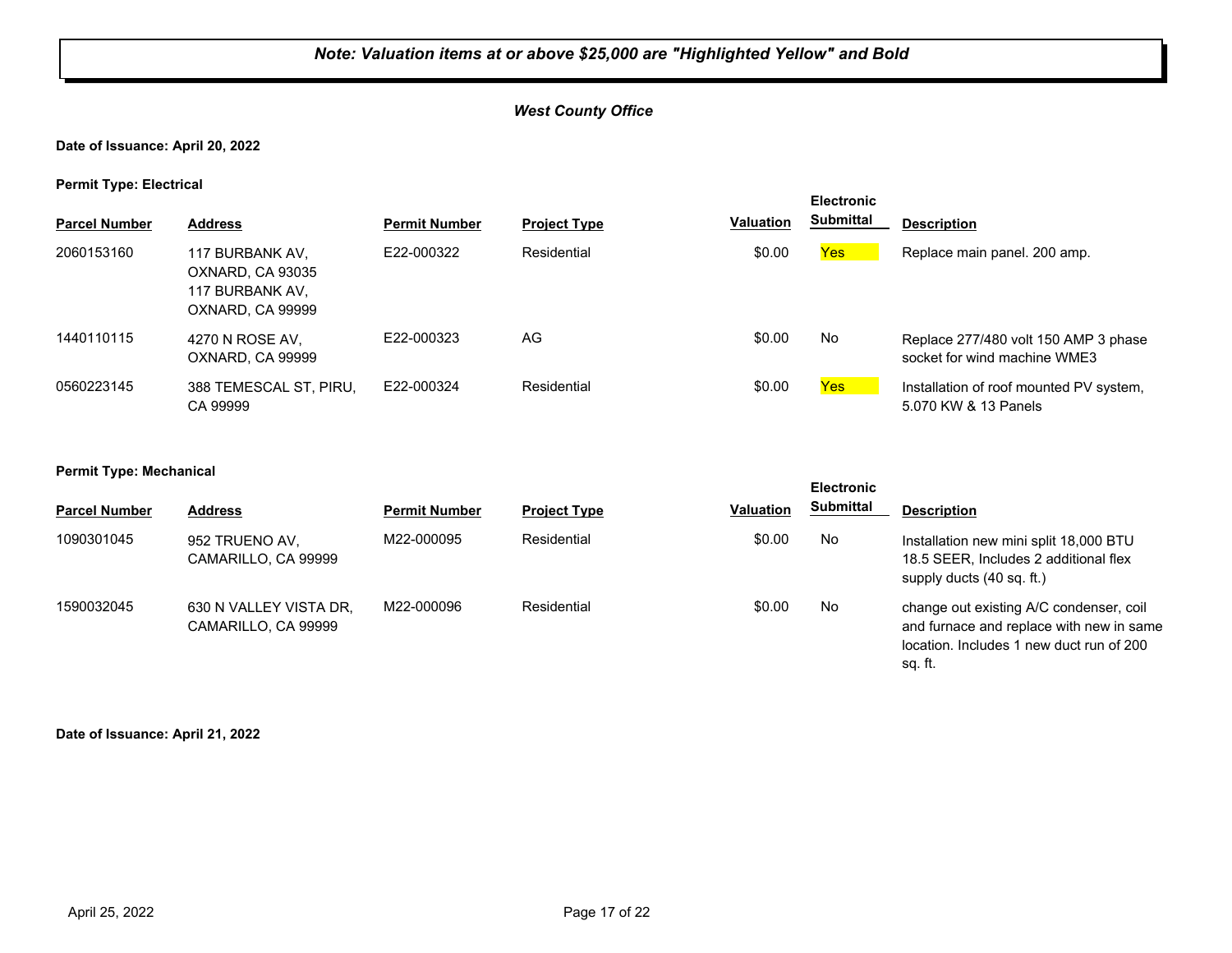***Note: Valuation items at or above $25,000 are "Highlighted Yellow" and Bold***

***West County Office***

**Date of Issuance: April 20, 2022**

**Permit Type: Electrical**

| Parcel Number | Address | Permit Number | Project Type | Valuation | Electronic Submittal | Description |
|---|---|---|---|---|---|---|
| 2060153160 | 117 BURBANK AV, OXNARD, CA 93035 117 BURBANK AV, OXNARD, CA 99999 | E22-000322 | Residential | $0.00 | Yes | Replace main panel. 200 amp. |
| 1440110115 | 4270 N ROSE AV, OXNARD, CA 99999 | E22-000323 | AG | $0.00 | No | Replace 277/480 volt 150 AMP 3 phase socket for wind machine WME3 |
| 0560223145 | 388 TEMESCAL ST, PIRU, CA 99999 | E22-000324 | Residential | $0.00 | Yes | Installation of roof mounted PV system, 5.070 KW & 13 Panels |

**Permit Type: Mechanical**

| Parcel Number | Address | Permit Number | Project Type | Valuation | Electronic Submittal | Description |
|---|---|---|---|---|---|---|
| 1090301045 | 952 TRUENO AV, CAMARILLO, CA 99999 | M22-000095 | Residential | $0.00 | No | Installation new mini split 18,000 BTU 18.5 SEER, Includes 2 additional flex supply ducts (40 sq. ft.) |
| 1590032045 | 630 N VALLEY VISTA DR, CAMARILLO, CA 99999 | M22-000096 | Residential | $0.00 | No | change out existing A/C condenser, coil and furnace and replace with new in same location. Includes 1 new duct run of 200 sq. ft. |

**Date of Issuance: April 21, 2022**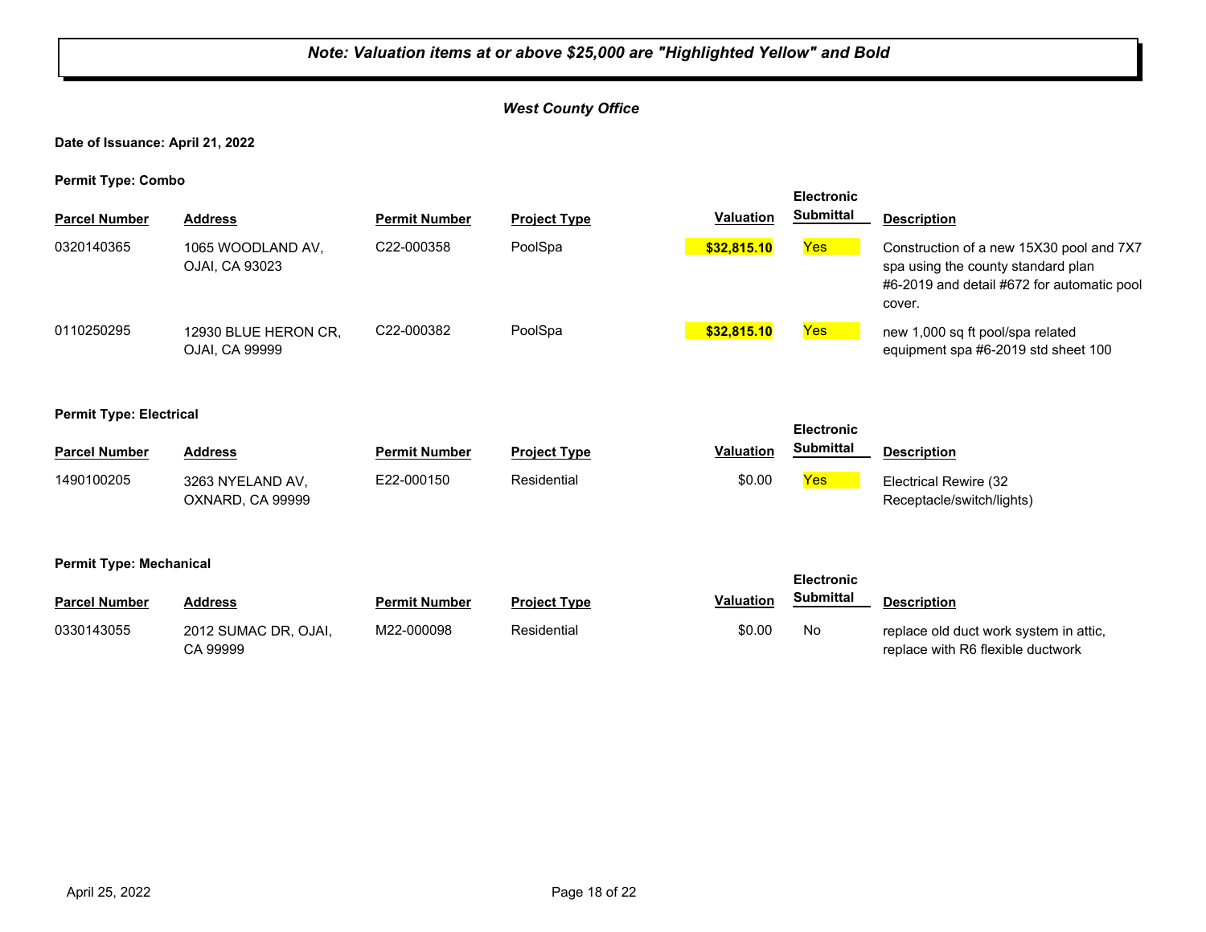***Note: Valuation items at or above $25,000 are "Highlighted Yellow" and Bold***

***West County Office***

**Date of Issuance: April 21, 2022**

**Permit Type: Combo**

| Parcel Number | Address | Permit Number | Project Type | Valuation | Electronic Submittal | Description |
|---|---|---|---|---|---|---|
| 0320140365 | 1065 WOODLAND AV, OJAI, CA 93023 | C22-000358 | PoolSpa | **$32,815.10** | Yes | Construction of a new 15X30 pool and 7X7 spa using the county standard plan #6-2019 and detail #672 for automatic pool cover. |
| 0110250295 | 12930 BLUE HERON CR, OJAI, CA 99999 | C22-000382 | PoolSpa | **$32,815.10** | Yes | new 1,000 sq ft pool/spa related equipment spa #6-2019 std sheet 100 |

**Permit Type: Electrical**

| Parcel Number | Address | Permit Number | Project Type | Valuation | Electronic Submittal | Description |
|---|---|---|---|---|---|---|
| 1490100205 | 3263 NYELAND AV, OXNARD, CA 99999 | E22-000150 | Residential | $0.00 | Yes | Electrical Rewire (32 Receptacle/switch/lights) |

**Permit Type: Mechanical**

| Parcel Number | Address | Permit Number | Project Type | Valuation | Electronic Submittal | Description |
|---|---|---|---|---|---|---|
| 0330143055 | 2012 SUMAC DR, OJAI, CA 99999 | M22-000098 | Residential | $0.00 | No | replace old duct work system in attic, replace with R6 flexible ductwork |

April 25, 2022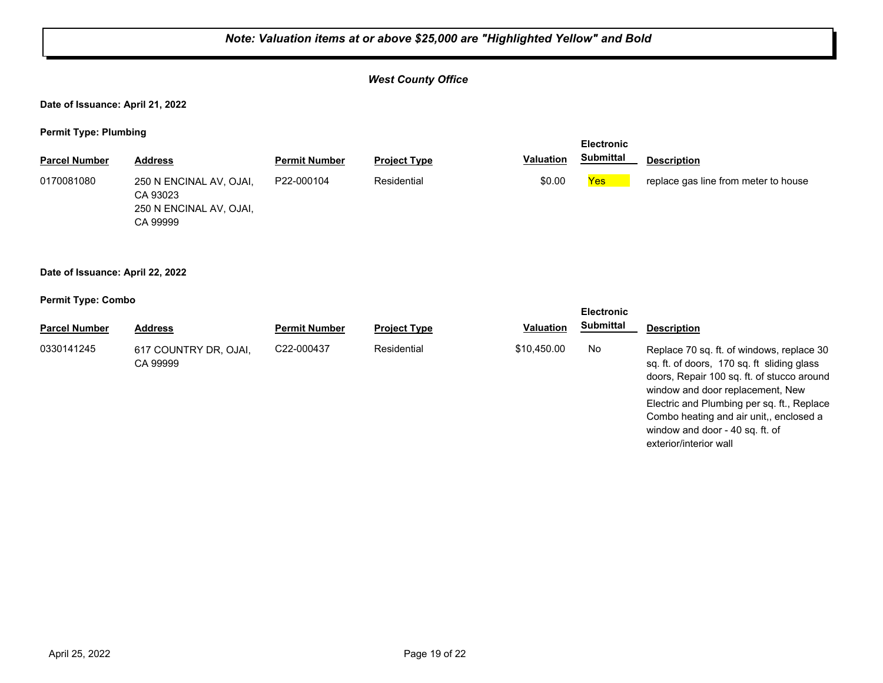***Note: Valuation items at or above $25,000 are "Highlighted Yellow" and Bold***

***West County Office***

**Date of Issuance: April 21, 2022**

**Permit Type: Plumbing**

| Parcel Number | Address | Permit Number | Project Type | Valuation | Electronic Submittal | Description |
|---|---|---|---|---|---|---|
| 0170081080 | 250 N ENCINAL AV, OJAI, CA 93023<br>250 N ENCINAL AV, OJAI, CA 99999 | P22-000104 | Residential | $0.00 | Yes | replace gas line from meter to house |

**Date of Issuance: April 22, 2022**

**Permit Type: Combo**

| Parcel Number | Address | Permit Number | Project Type | Valuation | Electronic Submittal | Description |
|---|---|---|---|---|---|---|
| 0330141245 | 617 COUNTRY DR, OJAI, CA 99999 | C22-000437 | Residential | $10,450.00 | No | Replace 70 sq. ft. of windows, replace 30 sq. ft. of doors, 170 sq. ft sliding glass doors, Repair 100 sq. ft. of stucco around window and door replacement, New Electric and Plumbing per sq. ft., Replace Combo heating and air unit,, enclosed a window and door - 40 sq. ft. of exterior/interior wall |

April 25, 2022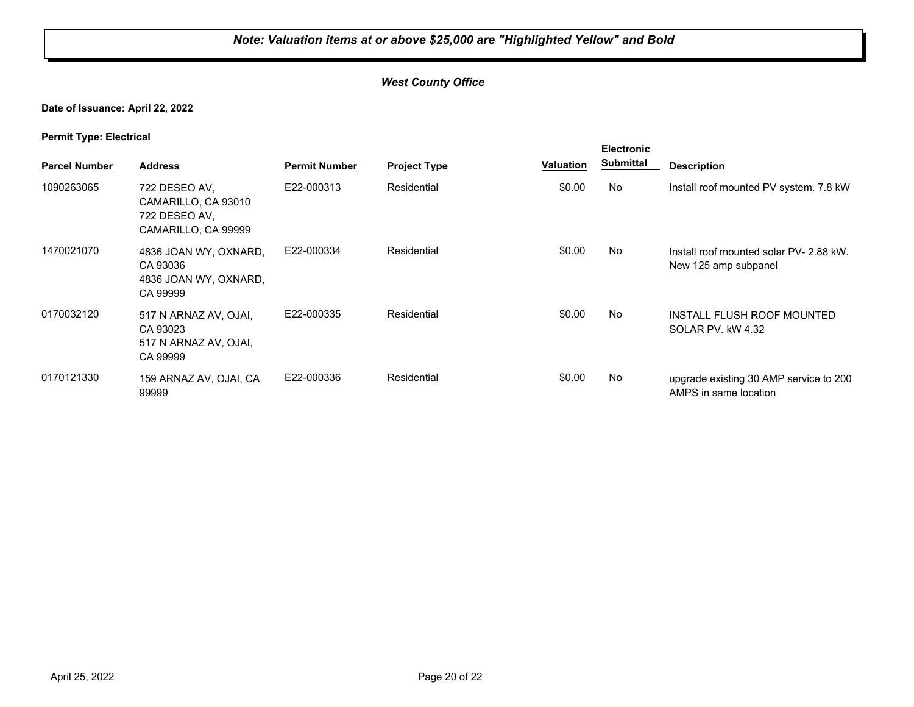***Note: Valuation items at or above $25,000 are "Highlighted Yellow" and Bold***

***West County Office***

**Date of Issuance: April 22, 2022**

**Permit Type: Electrical**

| Parcel Number | Address | Permit Number | Project Type | Valuation | Electronic Submittal | Description |
|---|---|---|---|---|---|---|
| 1090263065 | 722 DESEO AV, CAMARILLO, CA 93010 722 DESEO AV, CAMARILLO, CA 99999 | E22-000313 | Residential | $0.00 | No | Install roof mounted PV system. 7.8 kW |
| 1470021070 | 4836 JOAN WY, OXNARD, CA 93036 4836 JOAN WY, OXNARD, CA 99999 | E22-000334 | Residential | $0.00 | No | Install roof mounted solar PV- 2.88 kW. New 125 amp subpanel |
| 0170032120 | 517 N ARNAZ AV, OJAI, CA 93023 517 N ARNAZ AV, OJAI, CA 99999 | E22-000335 | Residential | $0.00 | No | INSTALL FLUSH ROOF MOUNTED SOLAR PV. kW 4.32 |
| 0170121330 | 159 ARNAZ AV, OJAI, CA 99999 | E22-000336 | Residential | $0.00 | No | upgrade existing 30 AMP service to 200 AMPS in same location |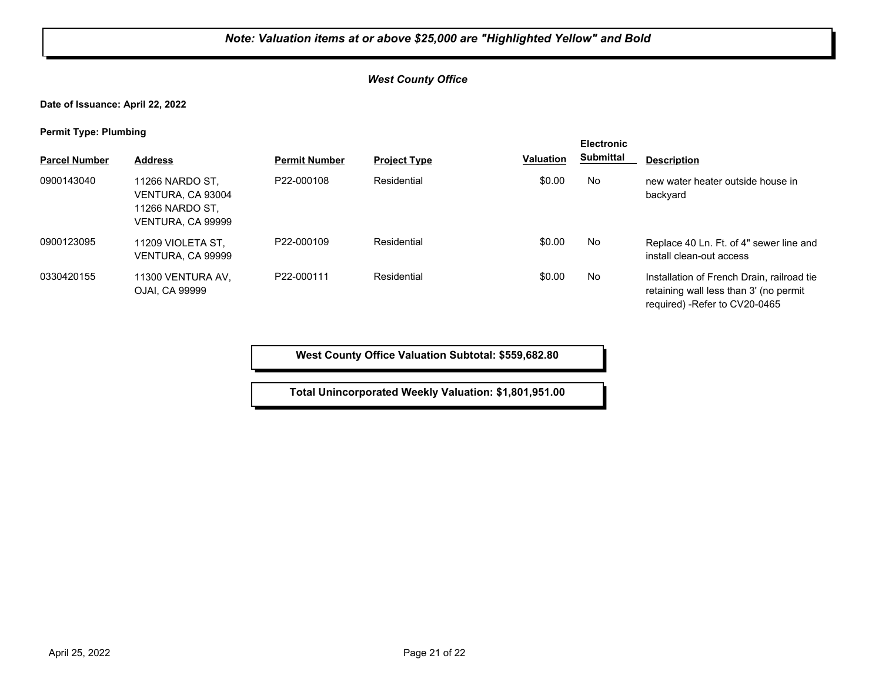***Note: Valuation items at or above $25,000 are "Highlighted Yellow" and Bold***

***West County Office***

**Date of Issuance: April 22, 2022**

**Permit Type: Plumbing**

| Parcel Number | Address | Permit Number | Project Type | Valuation | Electronic Submittal | Description |
|---|---|---|---|---|---|---|
| 0900143040 | 11266 NARDO ST, VENTURA, CA 93004 11266 NARDO ST, VENTURA, CA 99999 | P22-000108 | Residential | $0.00 | No | new water heater outside house in backyard |
| 0900123095 | 11209 VIOLETA ST, VENTURA, CA 99999 | P22-000109 | Residential | $0.00 | No | Replace 40 Ln. Ft. of 4" sewer line and install clean-out access |
| 0330420155 | 11300 VENTURA AV, OJAI, CA 99999 | P22-000111 | Residential | $0.00 | No | Installation of French Drain, railroad tie retaining wall less than 3' (no permit required) -Refer to CV20-0465 |

**West County Office Valuation Subtotal: $559,682.80**

**Total Unincorporated Weekly Valuation: $1,801,951.00**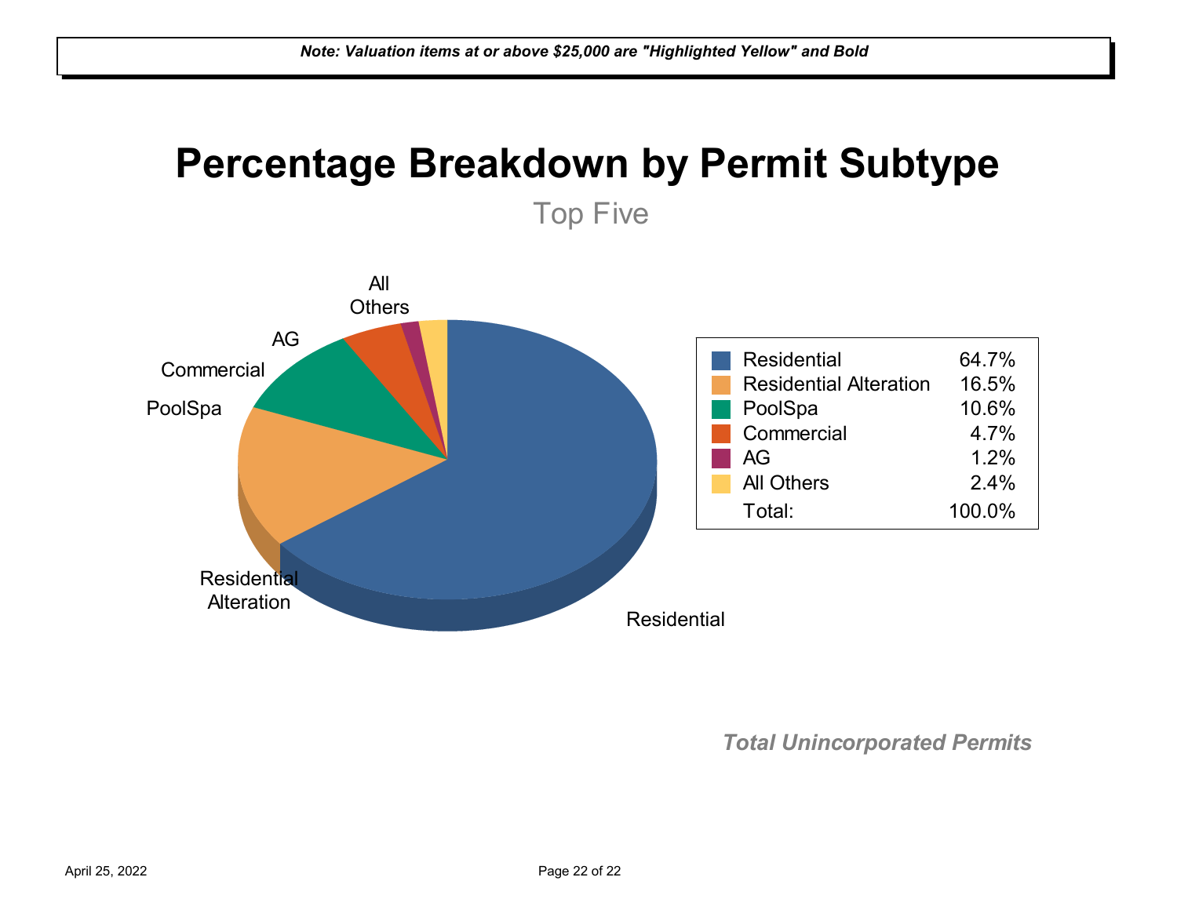***Note: Valuation items at or above $25,000 are "Highlighted Yellow" and Bold***

# Percentage Breakdown by Permit Subtype

Top Five

All Others
AG
Commercial
PoolSpa
Residential Alteration
Residential

Residential 64.7%
Residential Alteration 16.5%
PoolSpa 10.6%
Commercial 4.7%
AG 1.2%
All Others 2.4%
Total: 100.0%

***Total Unincorporated Permits***

April 25, 2022